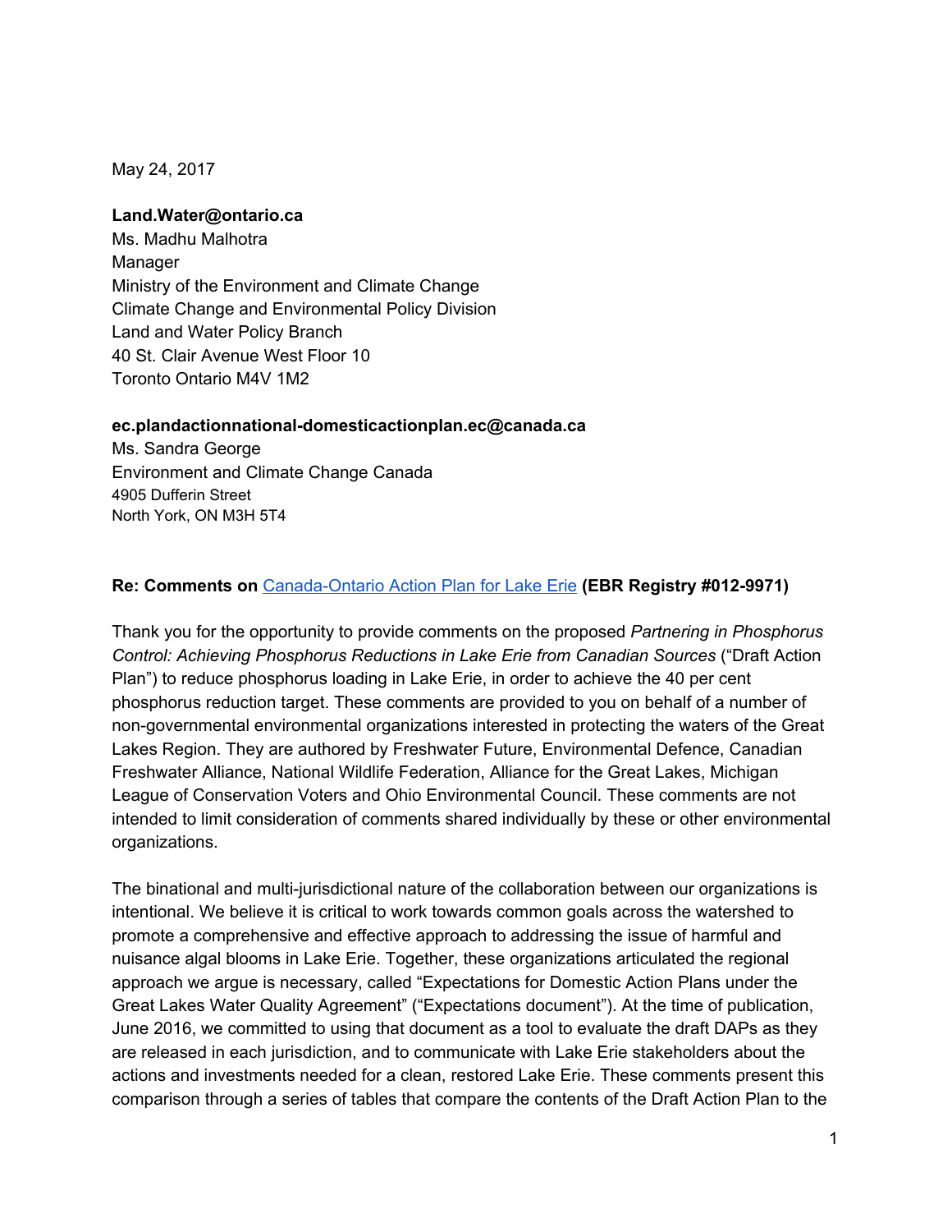May 24, 2017

**Land.Water@ontario.ca**
Ms. Madhu Malhotra
Manager
Ministry of the Environment and Climate Change
Climate Change and Environmental Policy Division
Land and Water Policy Branch
40 St. Clair Avenue West Floor 10
Toronto Ontario M4V 1M2

**ec.plandactionnational-domesticactionplan.ec@canada.ca**
Ms. Sandra George
Environment and Climate Change Canada
4905 Dufferin Street
North York, ON M3H 5T4

**Re: Comments on** Canada-Ontario Action Plan for Lake Erie **(EBR Registry #012-9971)**

Thank you for the opportunity to provide comments on the proposed *Partnering in Phosphorus Control: Achieving Phosphorus Reductions in Lake Erie from Canadian Sources* ("Draft Action Plan") to reduce phosphorus loading in Lake Erie, in order to achieve the 40 per cent phosphorus reduction target. These comments are provided to you on behalf of a number of non-governmental environmental organizations interested in protecting the waters of the Great Lakes Region. They are authored by Freshwater Future, Environmental Defence, Canadian Freshwater Alliance, National Wildlife Federation, Alliance for the Great Lakes, Michigan League of Conservation Voters and Ohio Environmental Council. These comments are not intended to limit consideration of comments shared individually by these or other environmental organizations.

The binational and multi-jurisdictional nature of the collaboration between our organizations is intentional. We believe it is critical to work towards common goals across the watershed to promote a comprehensive and effective approach to addressing the issue of harmful and nuisance algal blooms in Lake Erie. Together, these organizations articulated the regional approach we argue is necessary, called "Expectations for Domestic Action Plans under the Great Lakes Water Quality Agreement" ("Expectations document"). At the time of publication, June 2016, we committed to using that document as a tool to evaluate the draft DAPs as they are released in each jurisdiction, and to communicate with Lake Erie stakeholders about the actions and investments needed for a clean, restored Lake Erie. These comments present this comparison through a series of tables that compare the contents of the Draft Action Plan to the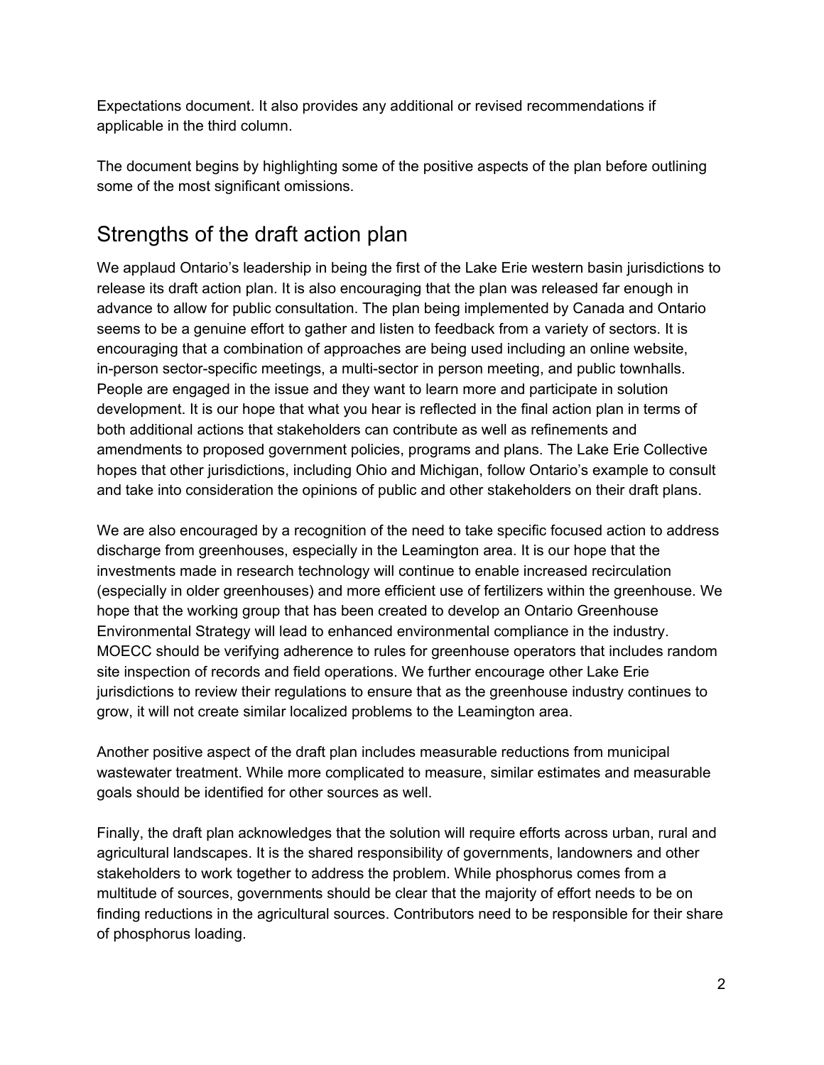Expectations document. It also provides any additional or revised recommendations if applicable in the third column.

The document begins by highlighting some of the positive aspects of the plan before outlining some of the most significant omissions.

## Strengths of the draft action plan

We applaud Ontario's leadership in being the first of the Lake Erie western basin jurisdictions to release its draft action plan. It is also encouraging that the plan was released far enough in advance to allow for public consultation. The plan being implemented by Canada and Ontario seems to be a genuine effort to gather and listen to feedback from a variety of sectors. It is encouraging that a combination of approaches are being used including an online website, in-person sector-specific meetings, a multi-sector in person meeting, and public townhalls. People are engaged in the issue and they want to learn more and participate in solution development. It is our hope that what you hear is reflected in the final action plan in terms of both additional actions that stakeholders can contribute as well as refinements and amendments to proposed government policies, programs and plans. The Lake Erie Collective hopes that other jurisdictions, including Ohio and Michigan, follow Ontario's example to consult and take into consideration the opinions of public and other stakeholders on their draft plans.

We are also encouraged by a recognition of the need to take specific focused action to address discharge from greenhouses, especially in the Leamington area. It is our hope that the investments made in research technology will continue to enable increased recirculation (especially in older greenhouses) and more efficient use of fertilizers within the greenhouse. We hope that the working group that has been created to develop an Ontario Greenhouse Environmental Strategy will lead to enhanced environmental compliance in the industry. MOECC should be verifying adherence to rules for greenhouse operators that includes random site inspection of records and field operations. We further encourage other Lake Erie jurisdictions to review their regulations to ensure that as the greenhouse industry continues to grow, it will not create similar localized problems to the Leamington area.

Another positive aspect of the draft plan includes measurable reductions from municipal wastewater treatment. While more complicated to measure, similar estimates and measurable goals should be identified for other sources as well.

Finally, the draft plan acknowledges that the solution will require efforts across urban, rural and agricultural landscapes. It is the shared responsibility of governments, landowners and other stakeholders to work together to address the problem. While phosphorus comes from a multitude of sources, governments should be clear that the majority of effort needs to be on finding reductions in the agricultural sources. Contributors need to be responsible for their share of phosphorus loading.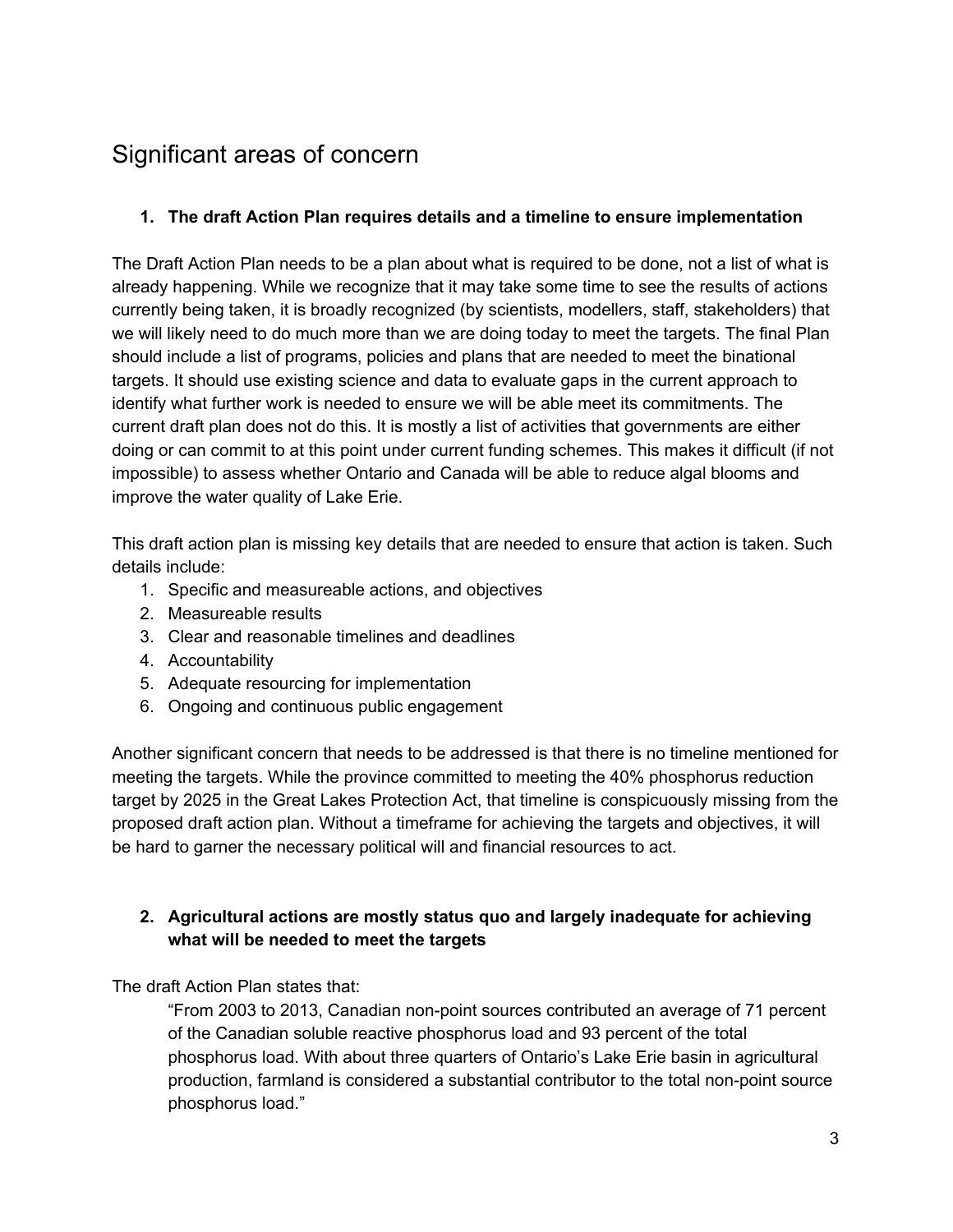# Significant areas of concern

## 1. The draft Action Plan requires details and a timeline to ensure implementation

The Draft Action Plan needs to be a plan about what is required to be done, not a list of what is already happening. While we recognize that it may take some time to see the results of actions currently being taken, it is broadly recognized (by scientists, modellers, staff, stakeholders) that we will likely need to do much more than we are doing today to meet the targets. The final Plan should include a list of programs, policies and plans that are needed to meet the binational targets. It should use existing science and data to evaluate gaps in the current approach to identify what further work is needed to ensure we will be able meet its commitments. The current draft plan does not do this. It is mostly a list of activities that governments are either doing or can commit to at this point under current funding schemes. This makes it difficult (if not impossible) to assess whether Ontario and Canada will be able to reduce algal blooms and improve the water quality of Lake Erie.

This draft action plan is missing key details that are needed to ensure that action is taken. Such details include:

1. Specific and measureable actions, and objectives
2. Measureable results
3. Clear and reasonable timelines and deadlines
4. Accountability
5. Adequate resourcing for implementation
6. Ongoing and continuous public engagement

Another significant concern that needs to be addressed is that there is no timeline mentioned for meeting the targets. While the province committed to meeting the 40% phosphorus reduction target by 2025 in the Great Lakes Protection Act, that timeline is conspicuously missing from the proposed draft action plan. Without a timeframe for achieving the targets and objectives, it will be hard to garner the necessary political will and financial resources to act.

## 2. Agricultural actions are mostly status quo and largely inadequate for achieving what will be needed to meet the targets

The draft Action Plan states that:

> "From 2003 to 2013, Canadian non-point sources contributed an average of 71 percent of the Canadian soluble reactive phosphorus load and 93 percent of the total phosphorus load. With about three quarters of Ontario's Lake Erie basin in agricultural production, farmland is considered a substantial contributor to the total non-point source phosphorus load."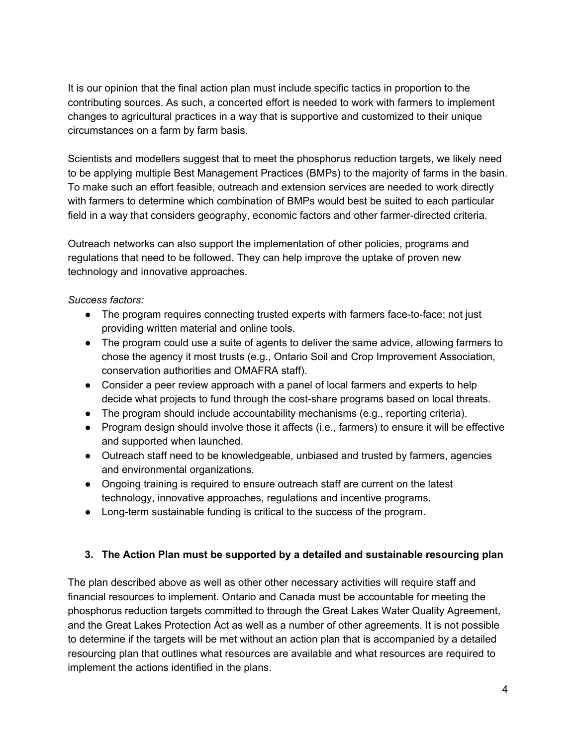It is our opinion that the final action plan must include specific tactics in proportion to the contributing sources. As such, a concerted effort is needed to work with farmers to implement changes to agricultural practices in a way that is supportive and customized to their unique circumstances on a farm by farm basis.

Scientists and modellers suggest that to meet the phosphorus reduction targets, we likely need to be applying multiple Best Management Practices (BMPs) to the majority of farms in the basin. To make such an effort feasible, outreach and extension services are needed to work directly with farmers to determine which combination of BMPs would best be suited to each particular field in a way that considers geography, economic factors and other farmer-directed criteria.

Outreach networks can also support the implementation of other policies, programs and regulations that need to be followed. They can help improve the uptake of proven new technology and innovative approaches.

*Success factors:*

- The program requires connecting trusted experts with farmers face-to-face; not just providing written material and online tools.
- The program could use a suite of agents to deliver the same advice, allowing farmers to chose the agency it most trusts (e.g., Ontario Soil and Crop Improvement Association, conservation authorities and OMAFRA staff).
- Consider a peer review approach with a panel of local farmers and experts to help decide what projects to fund through the cost-share programs based on local threats.
- The program should include accountability mechanisms (e.g., reporting criteria).
- Program design should involve those it affects (i.e., farmers) to ensure it will be effective and supported when launched.
- Outreach staff need to be knowledgeable, unbiased and trusted by farmers, agencies and environmental organizations.
- Ongoing training is required to ensure outreach staff are current on the latest technology, innovative approaches, regulations and incentive programs.
- Long-term sustainable funding is critical to the success of the program.

### 3. The Action Plan must be supported by a detailed and sustainable resourcing plan

The plan described above as well as other other necessary activities will require staff and financial resources to implement. Ontario and Canada must be accountable for meeting the phosphorus reduction targets committed to through the Great Lakes Water Quality Agreement, and the Great Lakes Protection Act as well as a number of other agreements. It is not possible to determine if the targets will be met without an action plan that is accompanied by a detailed resourcing plan that outlines what resources are available and what resources are required to implement the actions identified in the plans.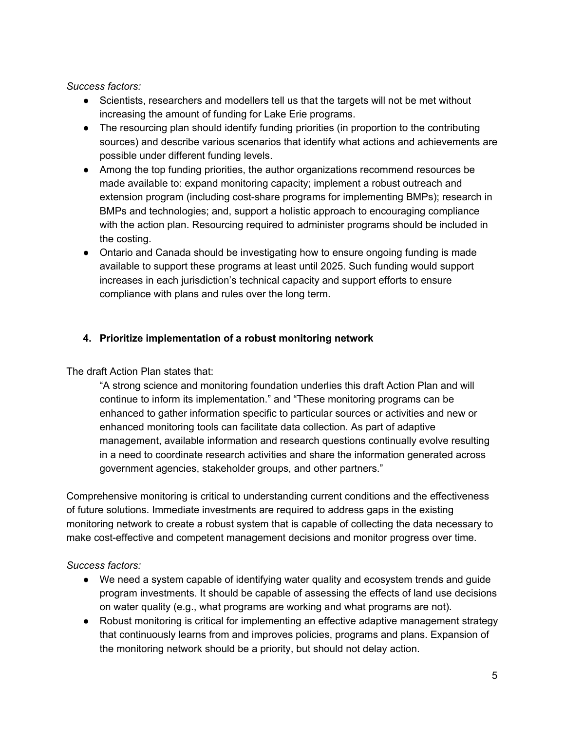*Success factors:*

- Scientists, researchers and modellers tell us that the targets will not be met without increasing the amount of funding for Lake Erie programs.
- The resourcing plan should identify funding priorities (in proportion to the contributing sources) and describe various scenarios that identify what actions and achievements are possible under different funding levels.
- Among the top funding priorities, the author organizations recommend resources be made available to: expand monitoring capacity; implement a robust outreach and extension program (including cost-share programs for implementing BMPs); research in BMPs and technologies; and, support a holistic approach to encouraging compliance with the action plan. Resourcing required to administer programs should be included in the costing.
- Ontario and Canada should be investigating how to ensure ongoing funding is made available to support these programs at least until 2025. Such funding would support increases in each jurisdiction's technical capacity and support efforts to ensure compliance with plans and rules over the long term.

**4. Prioritize implementation of a robust monitoring network**

The draft Action Plan states that:

> "A strong science and monitoring foundation underlies this draft Action Plan and will continue to inform its implementation." and "These monitoring programs can be enhanced to gather information specific to particular sources or activities and new or enhanced monitoring tools can facilitate data collection. As part of adaptive management, available information and research questions continually evolve resulting in a need to coordinate research activities and share the information generated across government agencies, stakeholder groups, and other partners."

Comprehensive monitoring is critical to understanding current conditions and the effectiveness of future solutions. Immediate investments are required to address gaps in the existing monitoring network to create a robust system that is capable of collecting the data necessary to make cost-effective and competent management decisions and monitor progress over time.

*Success factors:*

- We need a system capable of identifying water quality and ecosystem trends and guide program investments. It should be capable of assessing the effects of land use decisions on water quality (e.g., what programs are working and what programs are not).
- Robust monitoring is critical for implementing an effective adaptive management strategy that continuously learns from and improves policies, programs and plans. Expansion of the monitoring network should be a priority, but should not delay action.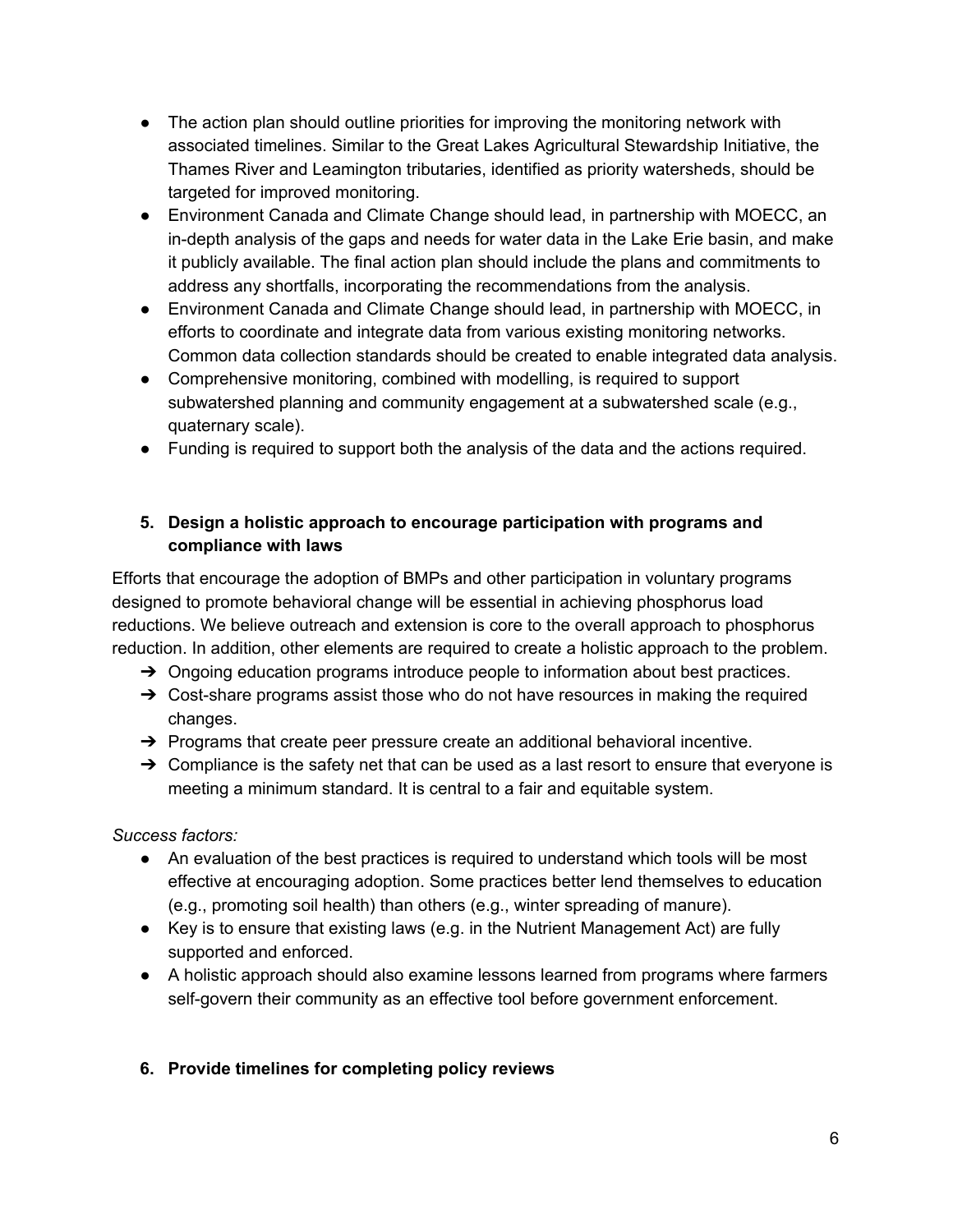- The action plan should outline priorities for improving the monitoring network with associated timelines. Similar to the Great Lakes Agricultural Stewardship Initiative, the Thames River and Leamington tributaries, identified as priority watersheds, should be targeted for improved monitoring.
- Environment Canada and Climate Change should lead, in partnership with MOECC, an in-depth analysis of the gaps and needs for water data in the Lake Erie basin, and make it publicly available. The final action plan should include the plans and commitments to address any shortfalls, incorporating the recommendations from the analysis.
- Environment Canada and Climate Change should lead, in partnership with MOECC, in efforts to coordinate and integrate data from various existing monitoring networks. Common data collection standards should be created to enable integrated data analysis.
- Comprehensive monitoring, combined with modelling, is required to support subwatershed planning and community engagement at a subwatershed scale (e.g., quaternary scale).
- Funding is required to support both the analysis of the data and the actions required.

### 5. Design a holistic approach to encourage participation with programs and compliance with laws

Efforts that encourage the adoption of BMPs and other participation in voluntary programs designed to promote behavioral change will be essential in achieving phosphorus load reductions. We believe outreach and extension is core to the overall approach to phosphorus reduction. In addition, other elements are required to create a holistic approach to the problem.

- ➔ Ongoing education programs introduce people to information about best practices.
- ➔ Cost-share programs assist those who do not have resources in making the required changes.
- ➔ Programs that create peer pressure create an additional behavioral incentive.
- ➔ Compliance is the safety net that can be used as a last resort to ensure that everyone is meeting a minimum standard. It is central to a fair and equitable system.

*Success factors:*

- An evaluation of the best practices is required to understand which tools will be most effective at encouraging adoption. Some practices better lend themselves to education (e.g., promoting soil health) than others (e.g., winter spreading of manure).
- Key is to ensure that existing laws (e.g. in the Nutrient Management Act) are fully supported and enforced.
- A holistic approach should also examine lessons learned from programs where farmers self-govern their community as an effective tool before government enforcement.

### 6. Provide timelines for completing policy reviews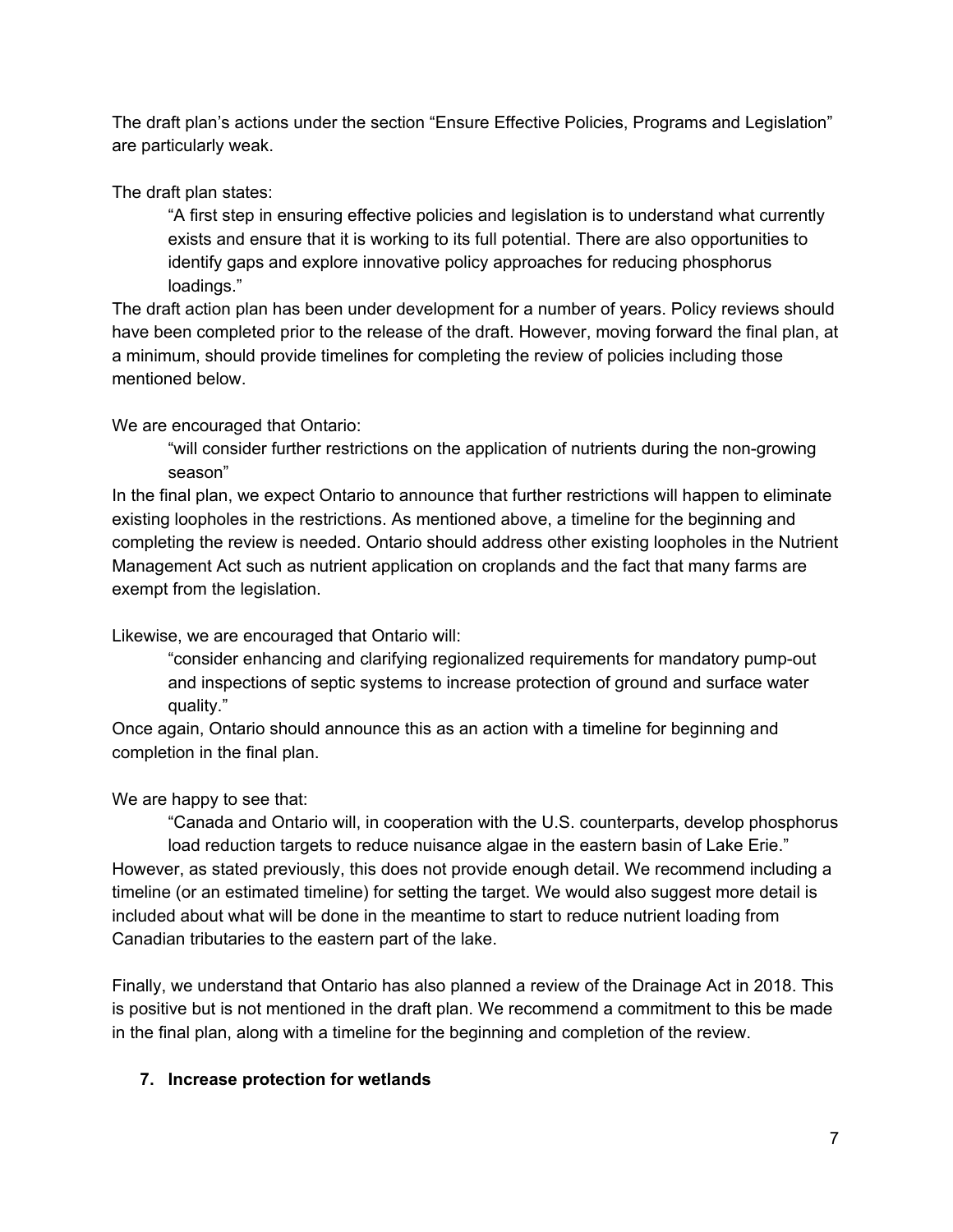The draft plan's actions under the section "Ensure Effective Policies, Programs and Legislation" are particularly weak.

The draft plan states:

> "A first step in ensuring effective policies and legislation is to understand what currently exists and ensure that it is working to its full potential. There are also opportunities to identify gaps and explore innovative policy approaches for reducing phosphorus loadings."

The draft action plan has been under development for a number of years. Policy reviews should have been completed prior to the release of the draft. However, moving forward the final plan, at a minimum, should provide timelines for completing the review of policies including those mentioned below.

We are encouraged that Ontario:

> "will consider further restrictions on the application of nutrients during the non-growing season"

In the final plan, we expect Ontario to announce that further restrictions will happen to eliminate existing loopholes in the restrictions. As mentioned above, a timeline for the beginning and completing the review is needed. Ontario should address other existing loopholes in the Nutrient Management Act such as nutrient application on croplands and the fact that many farms are exempt from the legislation.

Likewise, we are encouraged that Ontario will:

> "consider enhancing and clarifying regionalized requirements for mandatory pump-out and inspections of septic systems to increase protection of ground and surface water quality."

Once again, Ontario should announce this as an action with a timeline for beginning and completion in the final plan.

We are happy to see that:

> "Canada and Ontario will, in cooperation with the U.S. counterparts, develop phosphorus load reduction targets to reduce nuisance algae in the eastern basin of Lake Erie."

However, as stated previously, this does not provide enough detail. We recommend including a timeline (or an estimated timeline) for setting the target. We would also suggest more detail is included about what will be done in the meantime to start to reduce nutrient loading from Canadian tributaries to the eastern part of the lake.

Finally, we understand that Ontario has also planned a review of the Drainage Act in 2018. This is positive but is not mentioned in the draft plan. We recommend a commitment to this be made in the final plan, along with a timeline for the beginning and completion of the review.

## 7. Increase protection for wetlands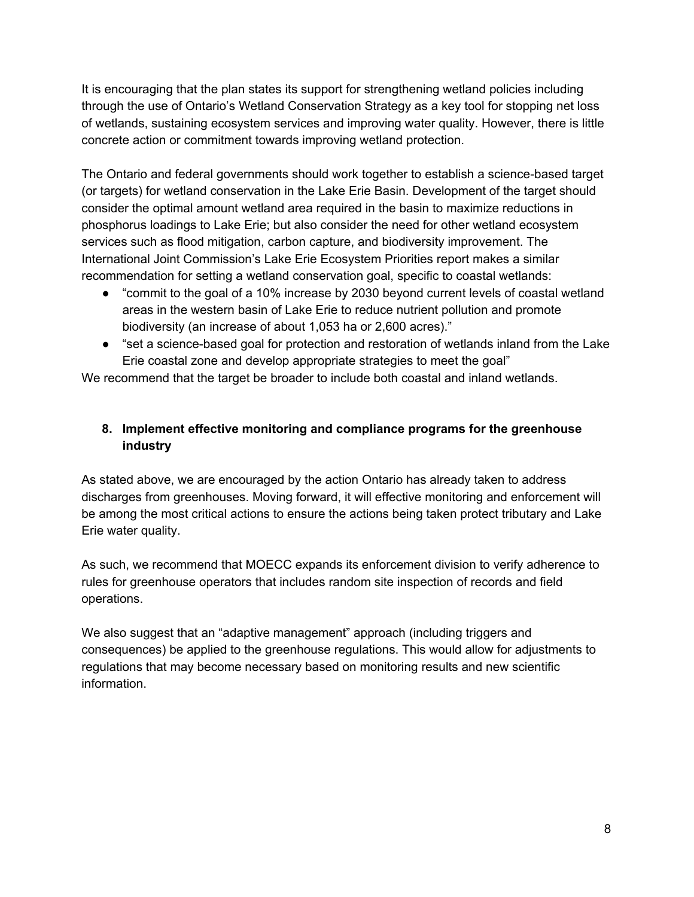It is encouraging that the plan states its support for strengthening wetland policies including through the use of Ontario's Wetland Conservation Strategy as a key tool for stopping net loss of wetlands, sustaining ecosystem services and improving water quality. However, there is little concrete action or commitment towards improving wetland protection.

The Ontario and federal governments should work together to establish a science-based target (or targets) for wetland conservation in the Lake Erie Basin. Development of the target should consider the optimal amount wetland area required in the basin to maximize reductions in phosphorus loadings to Lake Erie; but also consider the need for other wetland ecosystem services such as flood mitigation, carbon capture, and biodiversity improvement. The International Joint Commission's Lake Erie Ecosystem Priorities report makes a similar recommendation for setting a wetland conservation goal, specific to coastal wetlands:

- "commit to the goal of a 10% increase by 2030 beyond current levels of coastal wetland areas in the western basin of Lake Erie to reduce nutrient pollution and promote biodiversity (an increase of about 1,053 ha or 2,600 acres)."
- "set a science-based goal for protection and restoration of wetlands inland from the Lake Erie coastal zone and develop appropriate strategies to meet the goal"

We recommend that the target be broader to include both coastal and inland wetlands.

### 8. Implement effective monitoring and compliance programs for the greenhouse industry

As stated above, we are encouraged by the action Ontario has already taken to address discharges from greenhouses. Moving forward, it will effective monitoring and enforcement will be among the most critical actions to ensure the actions being taken protect tributary and Lake Erie water quality.

As such, we recommend that MOECC expands its enforcement division to verify adherence to rules for greenhouse operators that includes random site inspection of records and field operations.

We also suggest that an "adaptive management" approach (including triggers and consequences) be applied to the greenhouse regulations. This would allow for adjustments to regulations that may become necessary based on monitoring results and new scientific information.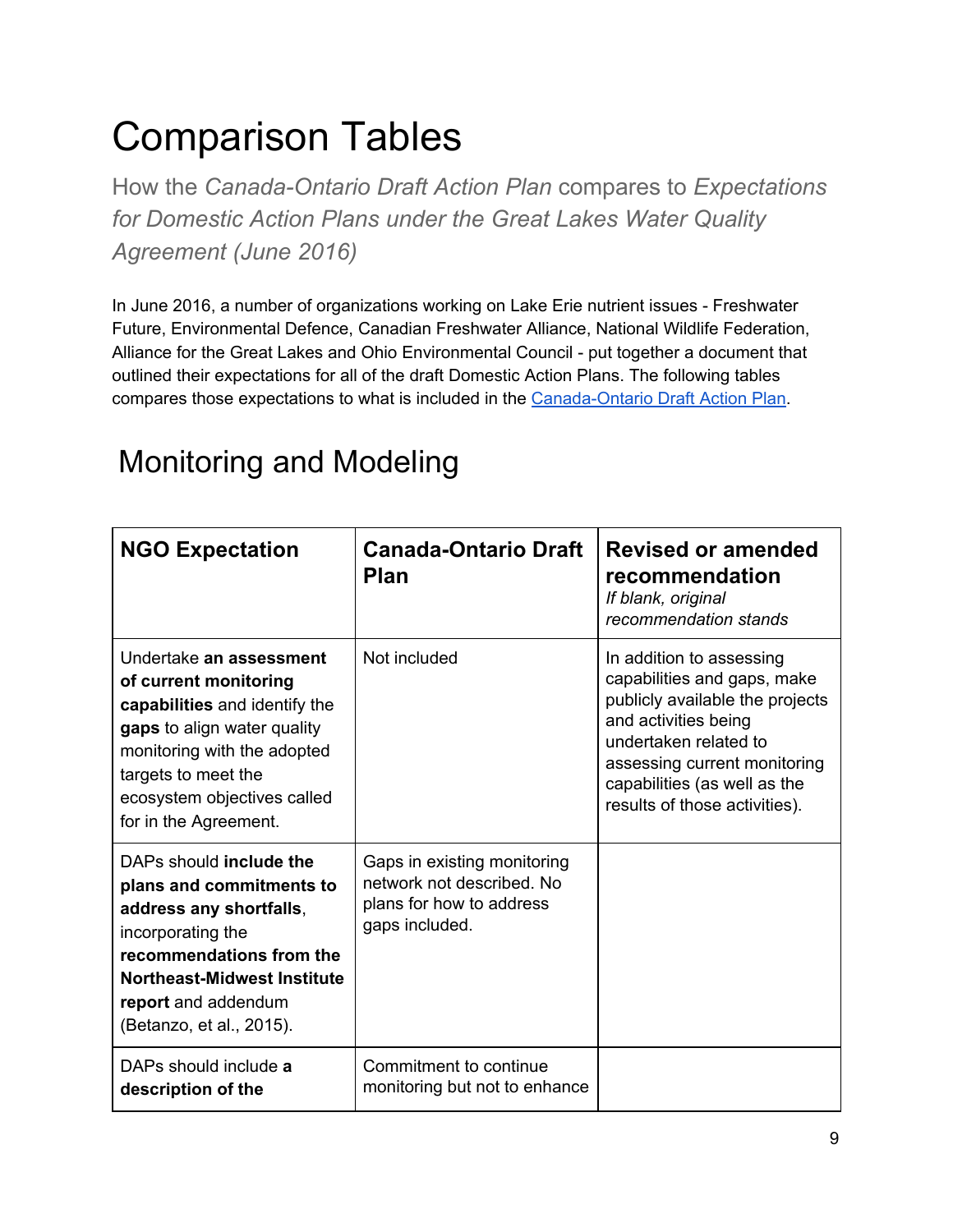# Comparison Tables

*How the* *Canada-Ontario Draft Action Plan* *compares to* *Expectations for Domestic Action Plans under the Great Lakes Water Quality Agreement (June 2016)*

In June 2016, a number of organizations working on Lake Erie nutrient issues - Freshwater Future, Environmental Defence, Canadian Freshwater Alliance, National Wildlife Federation, Alliance for the Great Lakes and Ohio Environmental Council - put together a document that outlined their expectations for all of the draft Domestic Action Plans. The following tables compares those expectations to what is included in the [Canada-Ontario Draft Action Plan](#).

## Monitoring and Modeling

| NGO Expectation | Canada-Ontario Draft Plan | Revised or amended recommendation *If blank, original recommendation stands* |
|---|---|---|
| Undertake **an assessment of current monitoring capabilities** and identify the **gaps** to align water quality monitoring with the adopted targets to meet the ecosystem objectives called for in the Agreement. | Not included | In addition to assessing capabilities and gaps, make publicly available the projects and activities being undertaken related to assessing current monitoring capabilities (as well as the results of those activities). |
| DAPs should **include the plans and commitments to address any shortfalls**, incorporating the **recommendations from the Northeast-Midwest Institute report** and addendum (Betanzo, et al., 2015). | Gaps in existing monitoring network not described. No plans for how to address gaps included. | |
| DAPs should include **a description of the** | Commitment to continue monitoring but not to enhance | |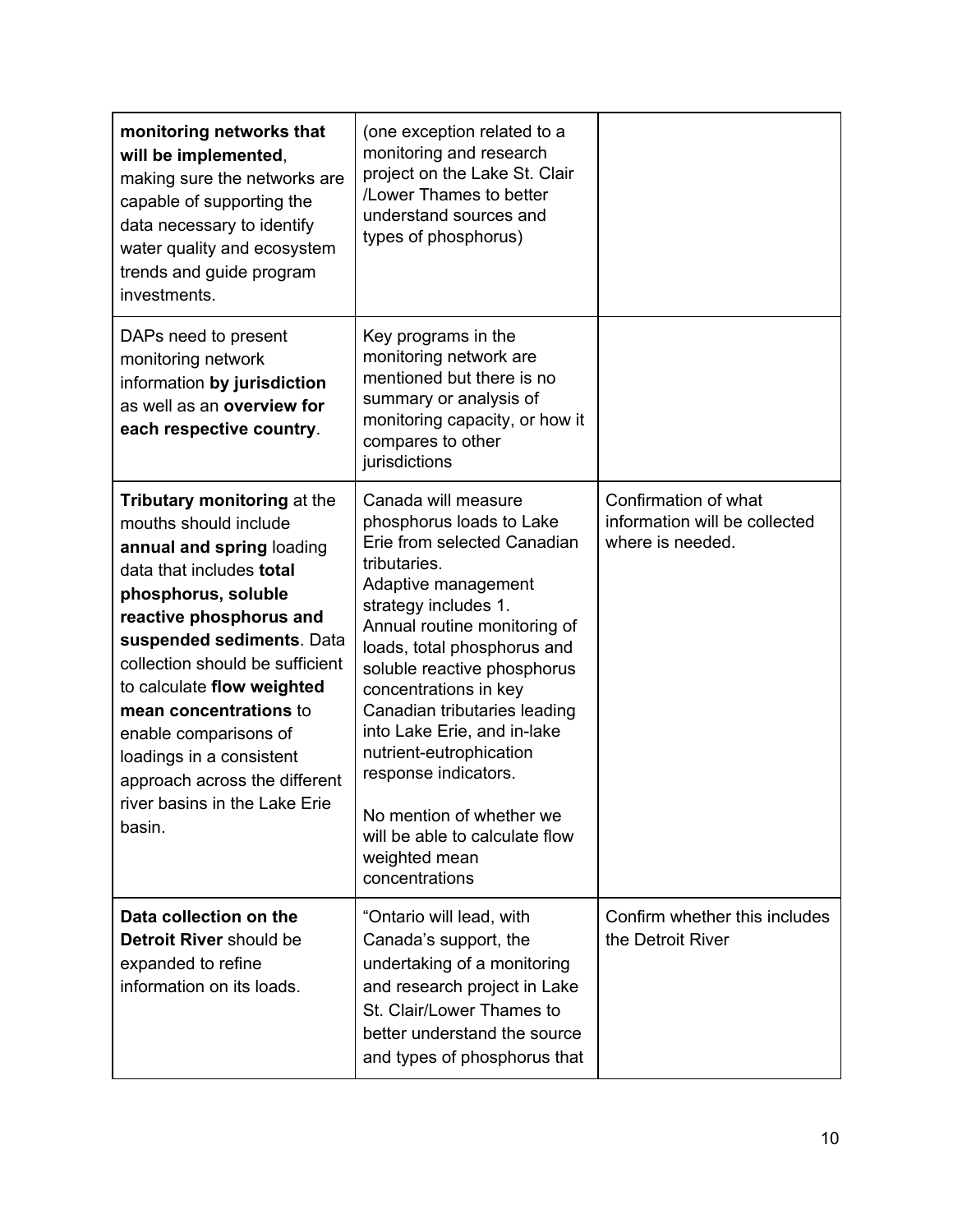| | | |
|---|---|---|
| **monitoring networks that will be implemented**, making sure the networks are capable of supporting the data necessary to identify water quality and ecosystem trends and guide program investments. | (one exception related to a monitoring and research project on the Lake St. Clair /Lower Thames to better understand sources and types of phosphorus) | |
| DAPs need to present monitoring network information **by jurisdiction** as well as an **overview for each respective country**. | Key programs in the monitoring network are mentioned but there is no summary or analysis of monitoring capacity, or how it compares to other jurisdictions | |
| **Tributary monitoring** at the mouths should include **annual and spring** loading data that includes **total phosphorus, soluble reactive phosphorus and suspended sediments**. Data collection should be sufficient to calculate **flow weighted mean concentrations** to enable comparisons of loadings in a consistent approach across the different river basins in the Lake Erie basin. | Canada will measure phosphorus loads to Lake Erie from selected Canadian tributaries.<br>Adaptive management strategy includes 1. Annual routine monitoring of loads, total phosphorus and soluble reactive phosphorus concentrations in key Canadian tributaries leading into Lake Erie, and in-lake nutrient-eutrophication response indicators.<br><br>No mention of whether we will be able to calculate flow weighted mean concentrations | Confirmation of what information will be collected where is needed. |
| **Data collection on the Detroit River** should be expanded to refine information on its loads. | "Ontario will lead, with Canada's support, the undertaking of a monitoring and research project in Lake St. Clair/Lower Thames to better understand the source and types of phosphorus that | Confirm whether this includes the Detroit River |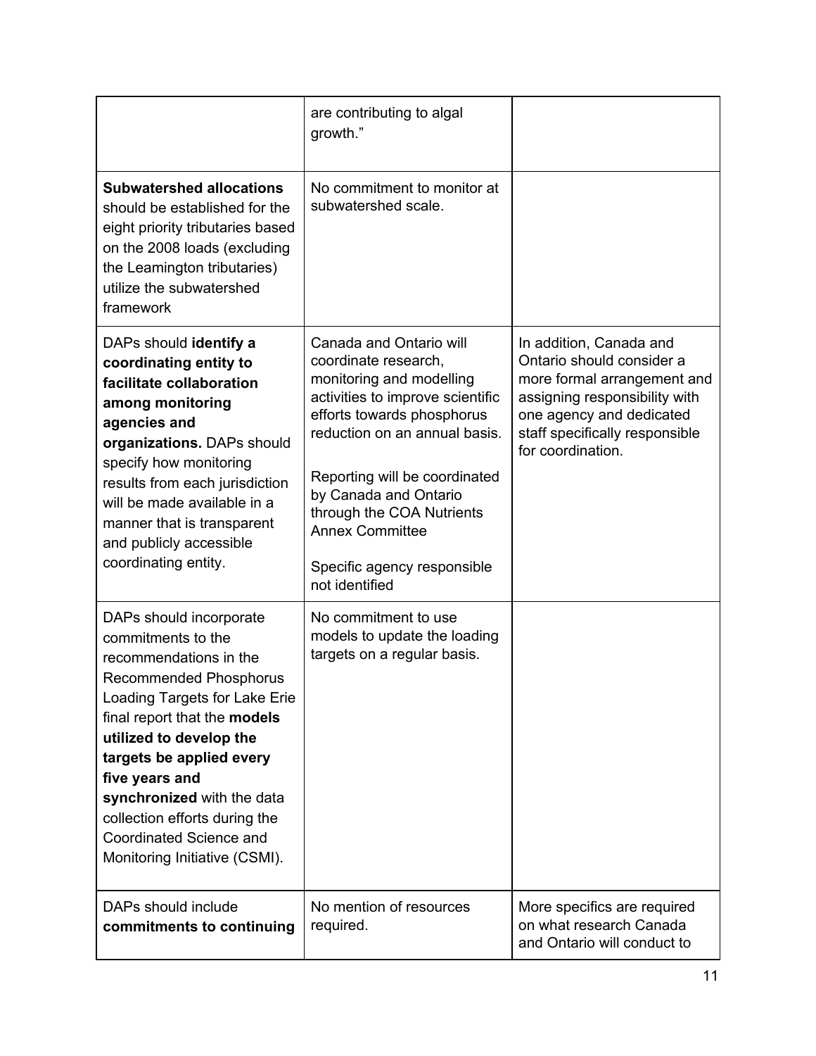| | | |
|---|---|---|
| | are contributing to algal growth." | |
| **Subwatershed allocations** should be established for the eight priority tributaries based on the 2008 loads (excluding the Leamington tributaries) utilize the subwatershed framework | No commitment to monitor at subwatershed scale. | |
| DAPs should **identify a coordinating entity to facilitate collaboration among monitoring agencies and organizations.** DAPs should specify how monitoring results from each jurisdiction will be made available in a manner that is transparent and publicly accessible coordinating entity. | Canada and Ontario will coordinate research, monitoring and modelling activities to improve scientific efforts towards phosphorus reduction on an annual basis.<br><br>Reporting will be coordinated by Canada and Ontario through the COA Nutrients Annex Committee<br><br>Specific agency responsible not identified | In addition, Canada and Ontario should consider a more formal arrangement and assigning responsibility with one agency and dedicated staff specifically responsible for coordination. |
| DAPs should incorporate commitments to the recommendations in the Recommended Phosphorus Loading Targets for Lake Erie final report that the **models utilized to develop the targets be applied every five years and synchronized** with the data collection efforts during the Coordinated Science and Monitoring Initiative (CSMI). | No commitment to use models to update the loading targets on a regular basis. | |
| DAPs should include **commitments to continuing** | No mention of resources required. | More specifics are required on what research Canada and Ontario will conduct to |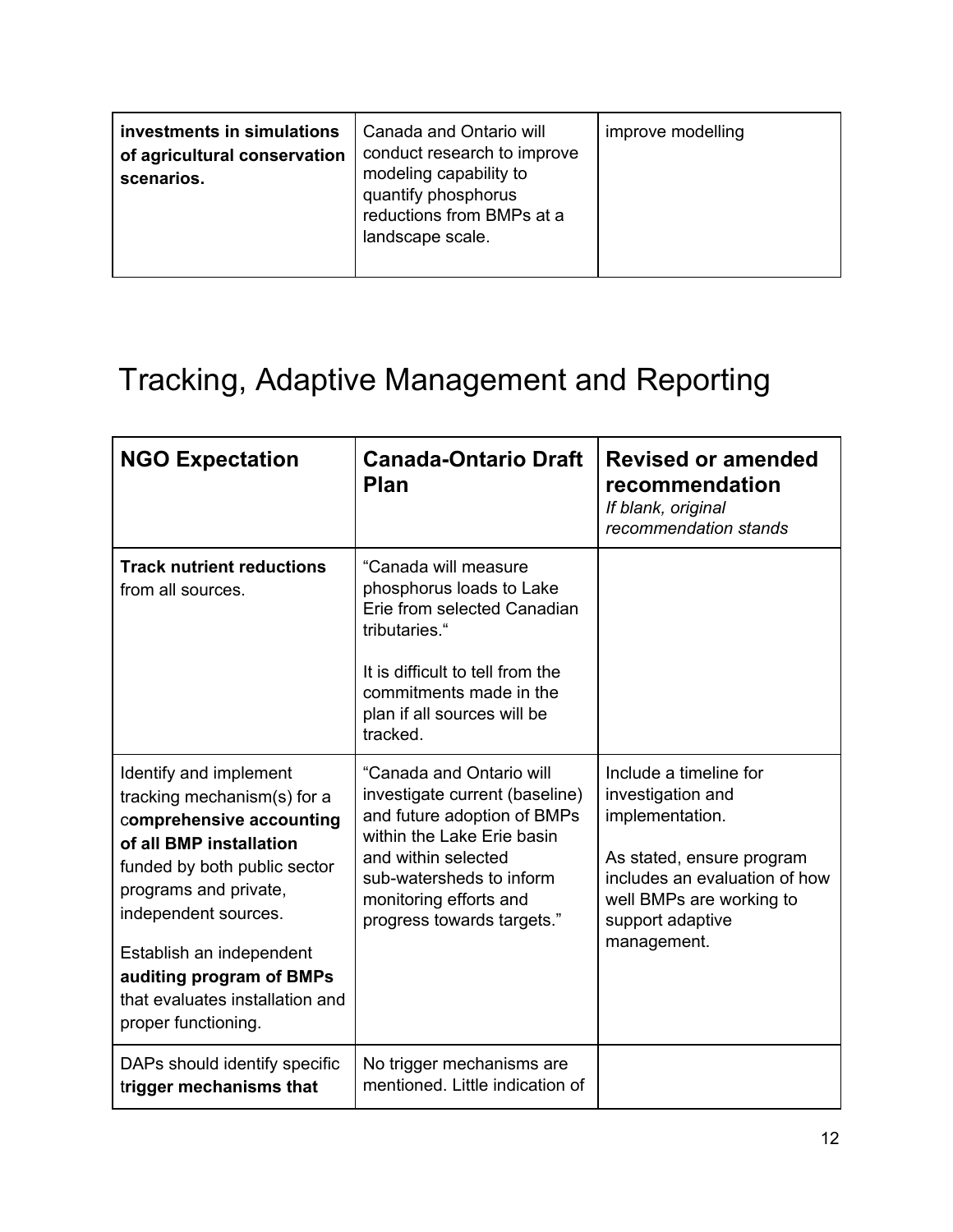| **investments in simulations of agricultural conservation scenarios.** | Canada and Ontario will conduct research to improve modeling capability to quantify phosphorus reductions from BMPs at a landscape scale. | improve modelling |
|---|---|---|

# Tracking, Adaptive Management and Reporting

| **NGO Expectation** | **Canada-Ontario Draft Plan** | **Revised or amended recommendation** *If blank, original recommendation stands* |
|---|---|---|
| **Track nutrient reductions** from all sources. | "Canada will measure phosphorus loads to Lake Erie from selected Canadian tributaries." It is difficult to tell from the commitments made in the plan if all sources will be tracked. | |
| Identify and implement tracking mechanism(s) for a c**omprehensive accounting of all BMP installation** funded by both public sector programs and private, independent sources. Establish an independent **auditing program of BMPs** that evaluates installation and proper functioning. | "Canada and Ontario will investigate current (baseline) and future adoption of BMPs within the Lake Erie basin and within selected sub-watersheds to inform monitoring efforts and progress towards targets." | Include a timeline for investigation and implementation. As stated, ensure program includes an evaluation of how well BMPs are working to support adaptive management. |
| DAPs should identify specific t**rigger mechanisms that** | No trigger mechanisms are mentioned. Little indication of | |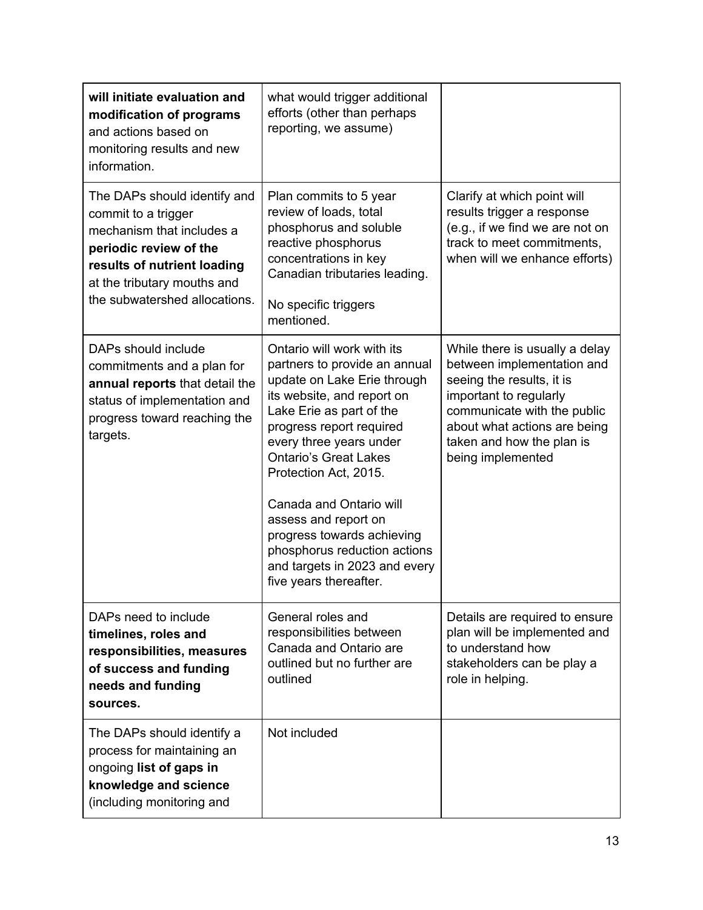| | | |
|---|---|---|
| **will initiate evaluation and modification of programs** and actions based on monitoring results and new information. | what would trigger additional efforts (other than perhaps reporting, we assume) | |
| The DAPs should identify and commit to a trigger mechanism that includes a **periodic review of the results of nutrient loading** at the tributary mouths and the subwatershed allocations. | Plan commits to 5 year review of loads, total phosphorus and soluble reactive phosphorus concentrations in key Canadian tributaries leading.<br><br>No specific triggers mentioned. | Clarify at which point will results trigger a response (e.g., if we find we are not on track to meet commitments, when will we enhance efforts) |
| DAPs should include commitments and a plan for **annual reports** that detail the status of implementation and progress toward reaching the targets. | Ontario will work with its partners to provide an annual update on Lake Erie through its website, and report on Lake Erie as part of the progress report required every three years under Ontario's Great Lakes Protection Act, 2015.<br><br>Canada and Ontario will assess and report on progress towards achieving phosphorus reduction actions and targets in 2023 and every five years thereafter. | While there is usually a delay between implementation and seeing the results, it is important to regularly communicate with the public about what actions are being taken and how the plan is being implemented |
| DAPs need to include **timelines, roles and responsibilities, measures of success and funding needs and funding sources.** | General roles and responsibilities between Canada and Ontario are outlined but no further are outlined | Details are required to ensure plan will be implemented and to understand how stakeholders can be play a role in helping. |
| The DAPs should identify a process for maintaining an ongoing **list of gaps in knowledge and science** (including monitoring and | Not included | |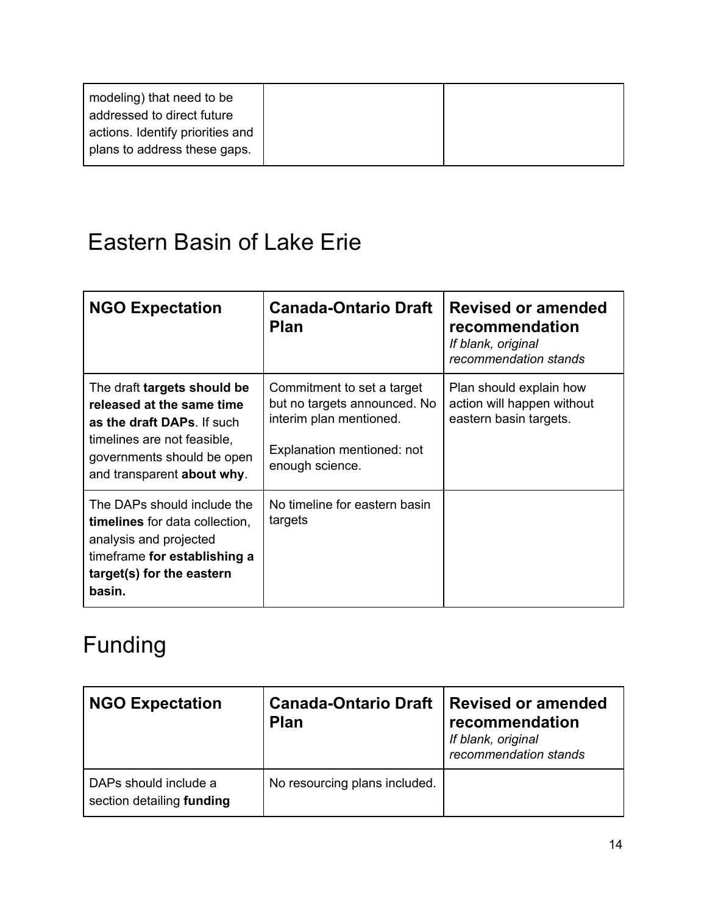| | | |
|---|---|---|
| modeling) that need to be addressed to direct future actions. Identify priorities and plans to address these gaps. | | |

## Eastern Basin of Lake Erie

| NGO Expectation | Canada-Ontario Draft Plan | Revised or amended recommendation *If blank, original recommendation stands* |
|---|---|---|
| The draft **targets should be released at the same time as the draft DAPs**. If such timelines are not feasible, governments should be open and transparent **about why**. | Commitment to set a target but no targets announced. No interim plan mentioned.<br><br>Explanation mentioned: not enough science. | Plan should explain how action will happen without eastern basin targets. |
| The DAPs should include the **timelines** for data collection, analysis and projected timeframe **for establishing a target(s) for the eastern basin.** | No timeline for eastern basin targets | |

## Funding

| NGO Expectation | Canada-Ontario Draft Plan | Revised or amended recommendation *If blank, original recommendation stands* |
|---|---|---|
| DAPs should include a section detailing **funding** | No resourcing plans included. | |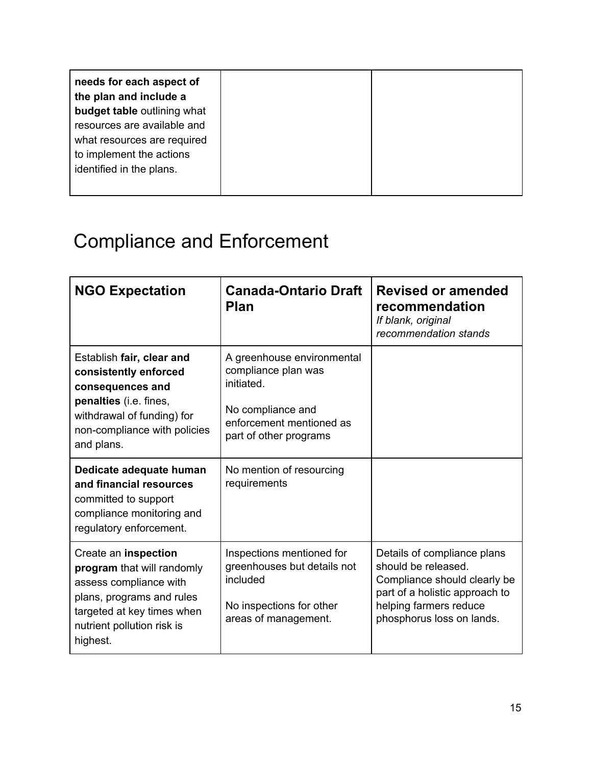| | | |
|---|---|---|
| **needs for each aspect of the plan and include a budget table** outlining what resources are available and what resources are required to implement the actions identified in the plans. | | |

# Compliance and Enforcement

| **NGO Expectation** | **Canada-Ontario Draft Plan** | **Revised or amended recommendation** *If blank, original recommendation stands* |
|---|---|---|
| Establish **fair, clear and consistently enforced consequences and penalties** (i.e. fines, withdrawal of funding) for non-compliance with policies and plans. | A greenhouse environmental compliance plan was initiated.<br><br>No compliance and enforcement mentioned as part of other programs | |
| **Dedicate adequate human and financial resources** committed to support compliance monitoring and regulatory enforcement. | No mention of resourcing requirements | |
| Create an **inspection program** that will randomly assess compliance with plans, programs and rules targeted at key times when nutrient pollution risk is highest. | Inspections mentioned for greenhouses but details not included<br><br>No inspections for other areas of management. | Details of compliance plans should be released. Compliance should clearly be part of a holistic approach to helping farmers reduce phosphorus loss on lands. |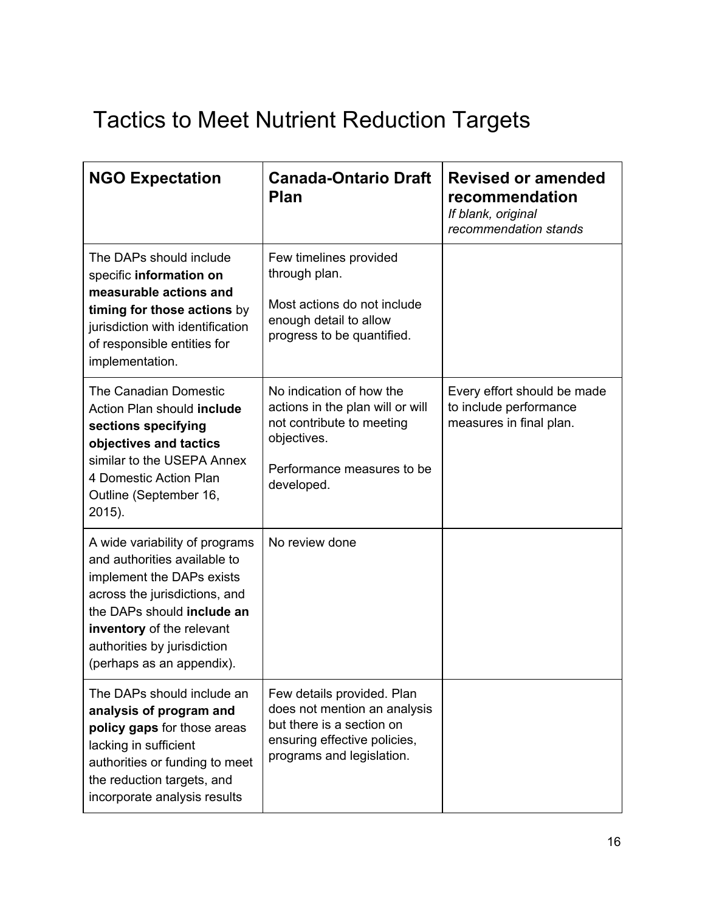# Tactics to Meet Nutrient Reduction Targets

| **NGO Expectation** | **Canada-Ontario Draft Plan** | **Revised or amended recommendation** *If blank, original recommendation stands* |
|---|---|---|
| The DAPs should include specific **information on measurable actions and timing for those actions** by jurisdiction with identification of responsible entities for implementation. | Few timelines provided through plan. Most actions do not include enough detail to allow progress to be quantified. | |
| The Canadian Domestic Action Plan should **include sections specifying objectives and tactics** similar to the USEPA Annex 4 Domestic Action Plan Outline (September 16, 2015). | No indication of how the actions in the plan will or will not contribute to meeting objectives. Performance measures to be developed. | Every effort should be made to include performance measures in final plan. |
| A wide variability of programs and authorities available to implement the DAPs exists across the jurisdictions, and the DAPs should **include an inventory** of the relevant authorities by jurisdiction (perhaps as an appendix). | No review done | |
| The DAPs should include an **analysis of program and policy gaps** for those areas lacking in sufficient authorities or funding to meet the reduction targets, and incorporate analysis results | Few details provided. Plan does not mention an analysis but there is a section on ensuring effective policies, programs and legislation. | |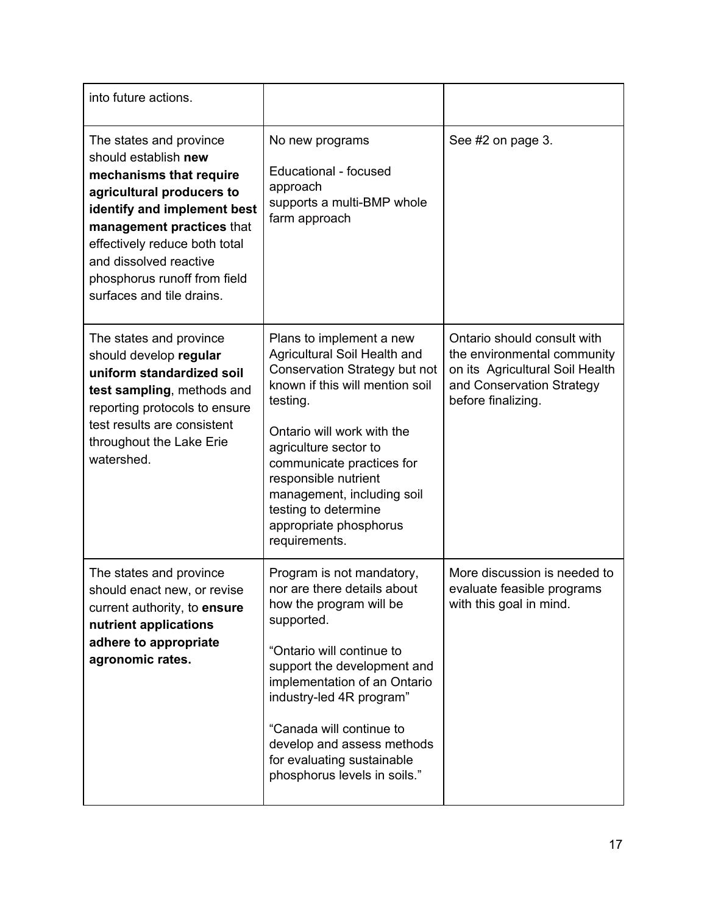| | | |
|---|---|---|
| into future actions. | | |
| The states and province should establish **new mechanisms that require agricultural producers to identify and implement best management practices** that effectively reduce both total and dissolved reactive phosphorus runoff from field surfaces and tile drains. | No new programs<br><br>Educational - focused approach<br>supports a multi-BMP whole farm approach | See #2 on page 3. |
| The states and province should develop **regular uniform standardized soil test sampling**, methods and reporting protocols to ensure test results are consistent throughout the Lake Erie watershed. | Plans to implement a new Agricultural Soil Health and Conservation Strategy but not known if this will mention soil testing.<br><br>Ontario will work with the agriculture sector to communicate practices for responsible nutrient management, including soil testing to determine appropriate phosphorus requirements. | Ontario should consult with the environmental community on its Agricultural Soil Health and Conservation Strategy before finalizing. |
| The states and province should enact new, or revise current authority, to **ensure nutrient applications adhere to appropriate agronomic rates.** | Program is not mandatory, nor are there details about how the program will be supported.<br><br>"Ontario will continue to support the development and implementation of an Ontario industry-led 4R program"<br><br>"Canada will continue to develop and assess methods for evaluating sustainable phosphorus levels in soils." | More discussion is needed to evaluate feasible programs with this goal in mind. |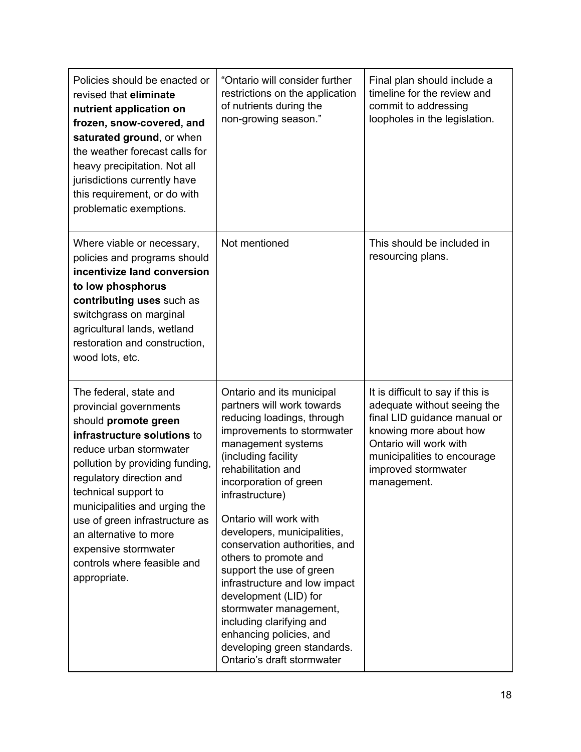| | | |
|---|---|---|
| Policies should be enacted or revised that **eliminate nutrient application on frozen, snow-covered, and saturated ground**, or when the weather forecast calls for heavy precipitation. Not all jurisdictions currently have this requirement, or do with problematic exemptions. | "Ontario will consider further restrictions on the application of nutrients during the non-growing season." | Final plan should include a timeline for the review and commit to addressing loopholes in the legislation. |
| Where viable or necessary, policies and programs should **incentivize land conversion to low phosphorus contributing uses** such as switchgrass on marginal agricultural lands, wetland restoration and construction, wood lots, etc. | Not mentioned | This should be included in resourcing plans. |
| The federal, state and provincial governments should **promote green infrastructure solutions** to reduce urban stormwater pollution by providing funding, regulatory direction and technical support to municipalities and urging the use of green infrastructure as an alternative to more expensive stormwater controls where feasible and appropriate. | Ontario and its municipal partners will work towards reducing loadings, through improvements to stormwater management systems (including facility rehabilitation and incorporation of green infrastructure)<br><br>Ontario will work with developers, municipalities, conservation authorities, and others to promote and support the use of green infrastructure and low impact development (LID) for stormwater management, including clarifying and enhancing policies, and developing green standards. Ontario's draft stormwater | It is difficult to say if this is adequate without seeing the final LID guidance manual or knowing more about how Ontario will work with municipalities to encourage improved stormwater management. |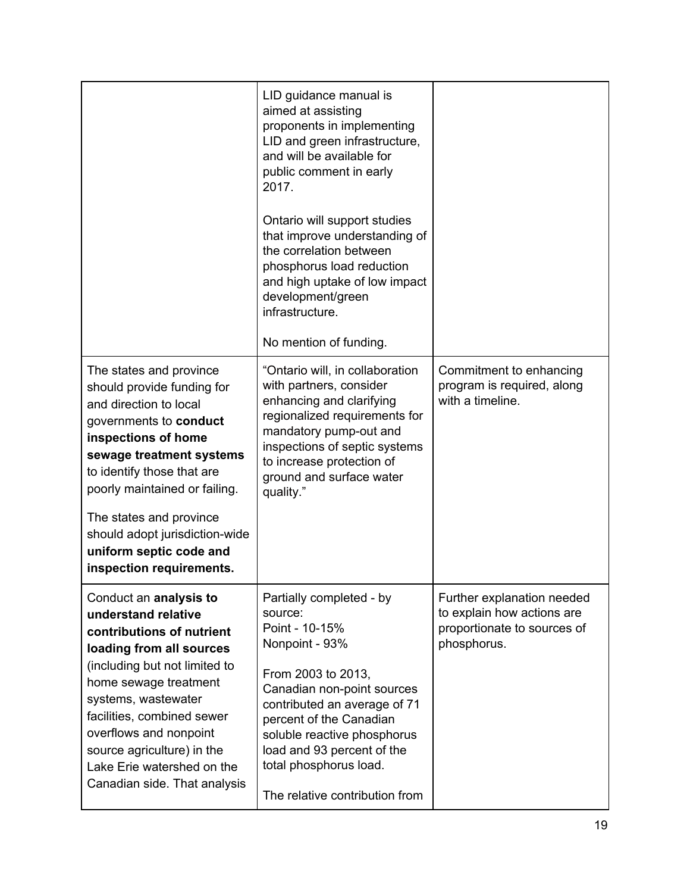| | | |
|---|---|---|
| | LID guidance manual is aimed at assisting proponents in implementing LID and green infrastructure, and will be available for public comment in early 2017.<br><br>Ontario will support studies that improve understanding of the correlation between phosphorus load reduction and high uptake of low impact development/green infrastructure.<br><br>No mention of funding. | |
| The states and province should provide funding for and direction to local governments to **conduct inspections of home sewage treatment systems** to identify those that are poorly maintained or failing.<br><br>The states and province should adopt jurisdiction-wide **uniform septic code and inspection requirements.** | "Ontario will, in collaboration with partners, consider enhancing and clarifying regionalized requirements for mandatory pump-out and inspections of septic systems to increase protection of ground and surface water quality." | Commitment to enhancing program is required, along with a timeline. |
| Conduct an **analysis to understand relative contributions of nutrient loading from all sources** (including but not limited to home sewage treatment systems, wastewater facilities, combined sewer overflows and nonpoint source agriculture) in the Lake Erie watershed on the Canadian side. That analysis | Partially completed - by source:<br>Point - 10-15%<br>Nonpoint - 93%<br><br>From 2003 to 2013, Canadian non-point sources contributed an average of 71 percent of the Canadian soluble reactive phosphorus load and 93 percent of the total phosphorus load.<br><br>The relative contribution from | Further explanation needed to explain how actions are proportionate to sources of phosphorus. |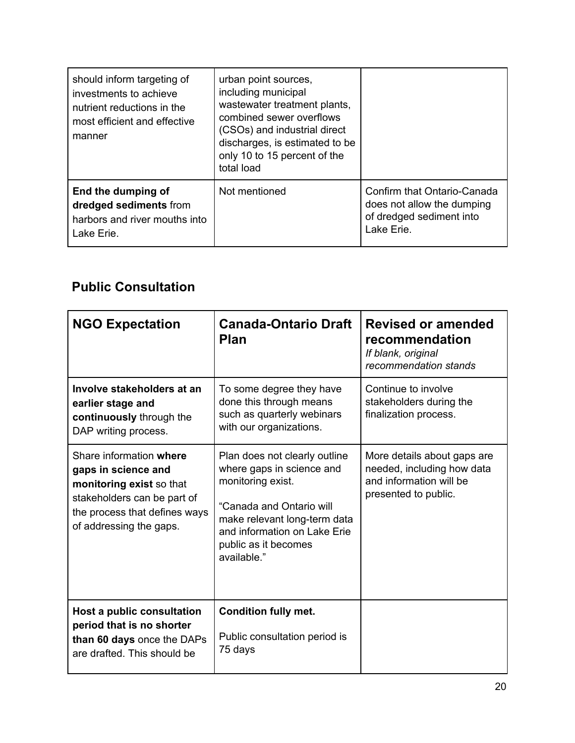| | | |
|---|---|---|
| should inform targeting of investments to achieve nutrient reductions in the most efficient and effective manner | urban point sources, including municipal wastewater treatment plants, combined sewer overflows (CSOs) and industrial direct discharges, is estimated to be only 10 to 15 percent of the total load | |
| **End the dumping of dredged sediments** from harbors and river mouths into Lake Erie. | Not mentioned | Confirm that Ontario-Canada does not allow the dumping of dredged sediment into Lake Erie. |

## Public Consultation

| NGO Expectation | Canada-Ontario Draft Plan | Revised or amended recommendation *If blank, original recommendation stands* |
|---|---|---|
| **Involve stakeholders at an earlier stage and continuously** through the DAP writing process. | To some degree they have done this through means such as quarterly webinars with our organizations. | Continue to involve stakeholders during the finalization process. |
| Share information **where gaps in science and monitoring exist** so that stakeholders can be part of the process that defines ways of addressing the gaps. | Plan does not clearly outline where gaps in science and monitoring exist.<br><br>"Canada and Ontario will make relevant long-term data and information on Lake Erie public as it becomes available." | More details about gaps are needed, including how data and information will be presented to public. |
| **Host a public consultation period that is no shorter than 60 days** once the DAPs are drafted. This should be | **Condition fully met.**<br><br>Public consultation period is 75 days | |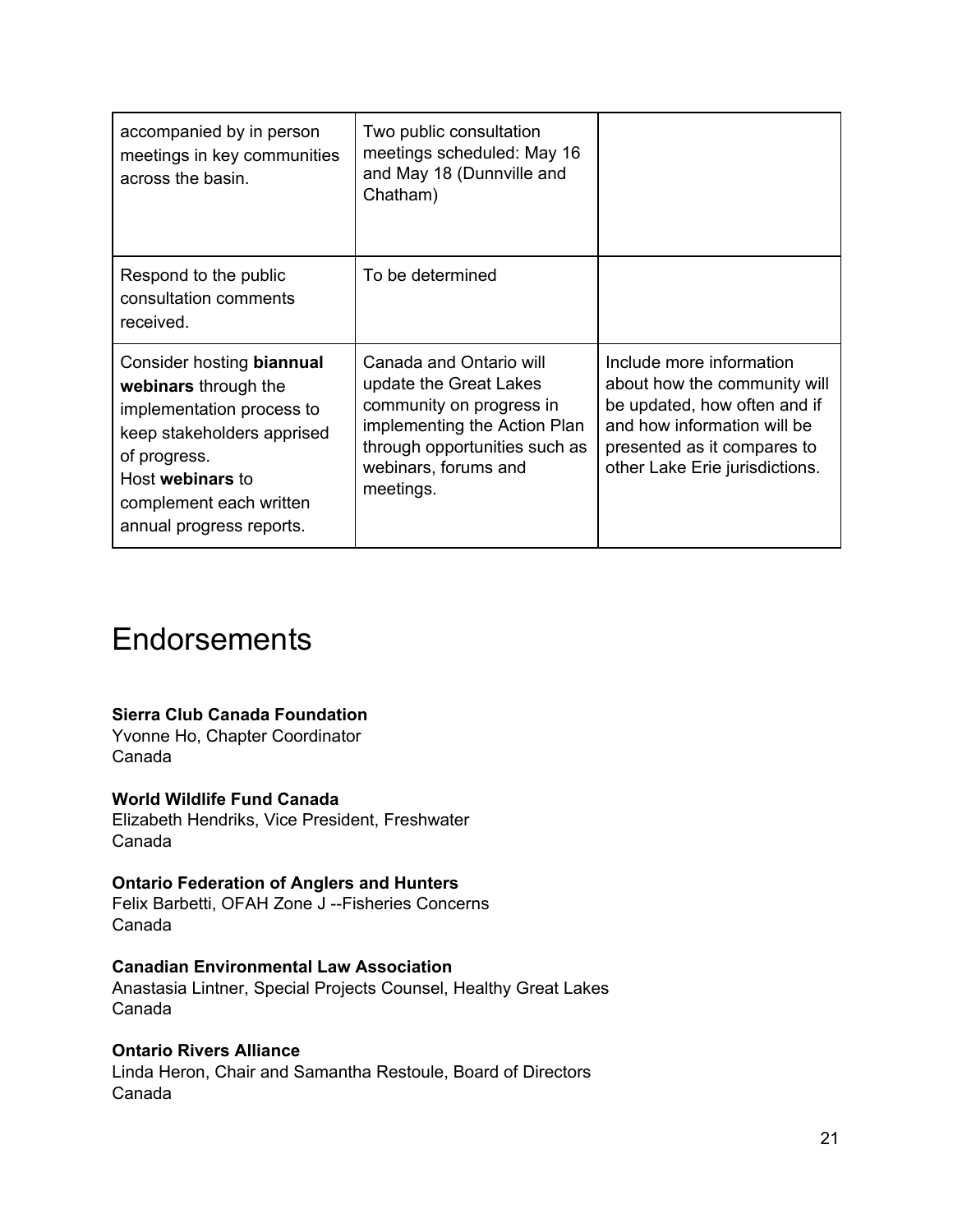| | | |
|---|---|---|
| accompanied by in person meetings in key communities across the basin. | Two public consultation meetings scheduled: May 16 and May 18 (Dunnville and Chatham) | |
| Respond to the public consultation comments received. | To be determined | |
| Consider hosting **biannual webinars** through the implementation process to keep stakeholders apprised of progress.<br>Host **webinars** to complement each written annual progress reports. | Canada and Ontario will update the Great Lakes community on progress in implementing the Action Plan through opportunities such as webinars, forums and meetings. | Include more information about how the community will be updated, how often and if and how information will be presented as it compares to other Lake Erie jurisdictions. |

# Endorsements

**Sierra Club Canada Foundation**
Yvonne Ho, Chapter Coordinator
Canada

**World Wildlife Fund Canada**
Elizabeth Hendriks, Vice President, Freshwater
Canada

**Ontario Federation of Anglers and Hunters**
Felix Barbetti, OFAH Zone J --Fisheries Concerns
Canada

**Canadian Environmental Law Association**
Anastasia Lintner, Special Projects Counsel, Healthy Great Lakes
Canada

**Ontario Rivers Alliance**
Linda Heron, Chair and Samantha Restoule, Board of Directors
Canada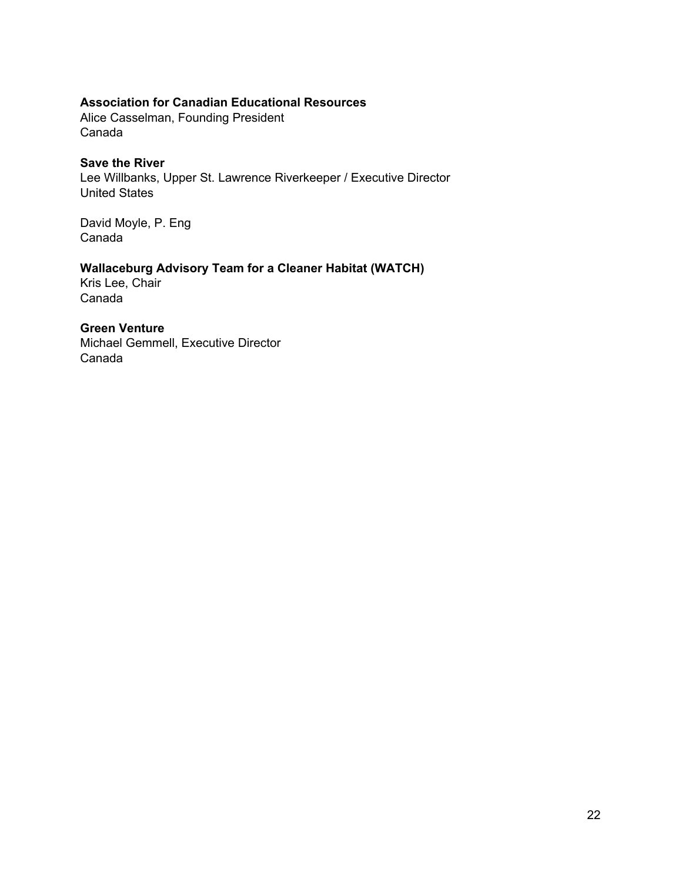**Association for Canadian Educational Resources**
Alice Casselman, Founding President
Canada

**Save the River**
Lee Willbanks, Upper St. Lawrence Riverkeeper / Executive Director
United States

David Moyle, P. Eng
Canada

**Wallaceburg Advisory Team for a Cleaner Habitat (WATCH)**
Kris Lee, Chair
Canada

**Green Venture**
Michael Gemmell, Executive Director
Canada